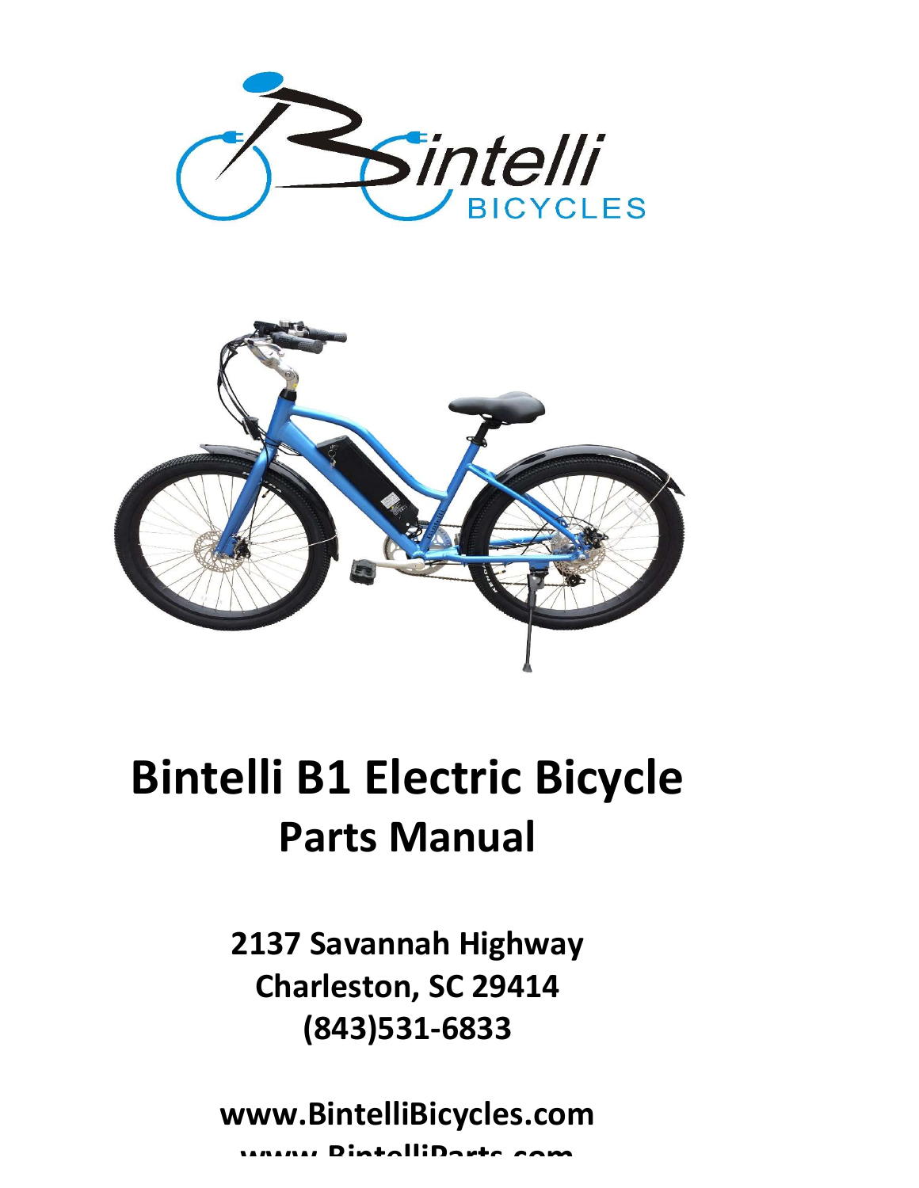# Bintelli B1 Electric Bicycle

## Parts Manual

**2137 Savannah Highway**
**Charleston, SC 29414**
**(843)531-6833**

**www.BintelliBicycles.com**
**www.BintelliParts.com**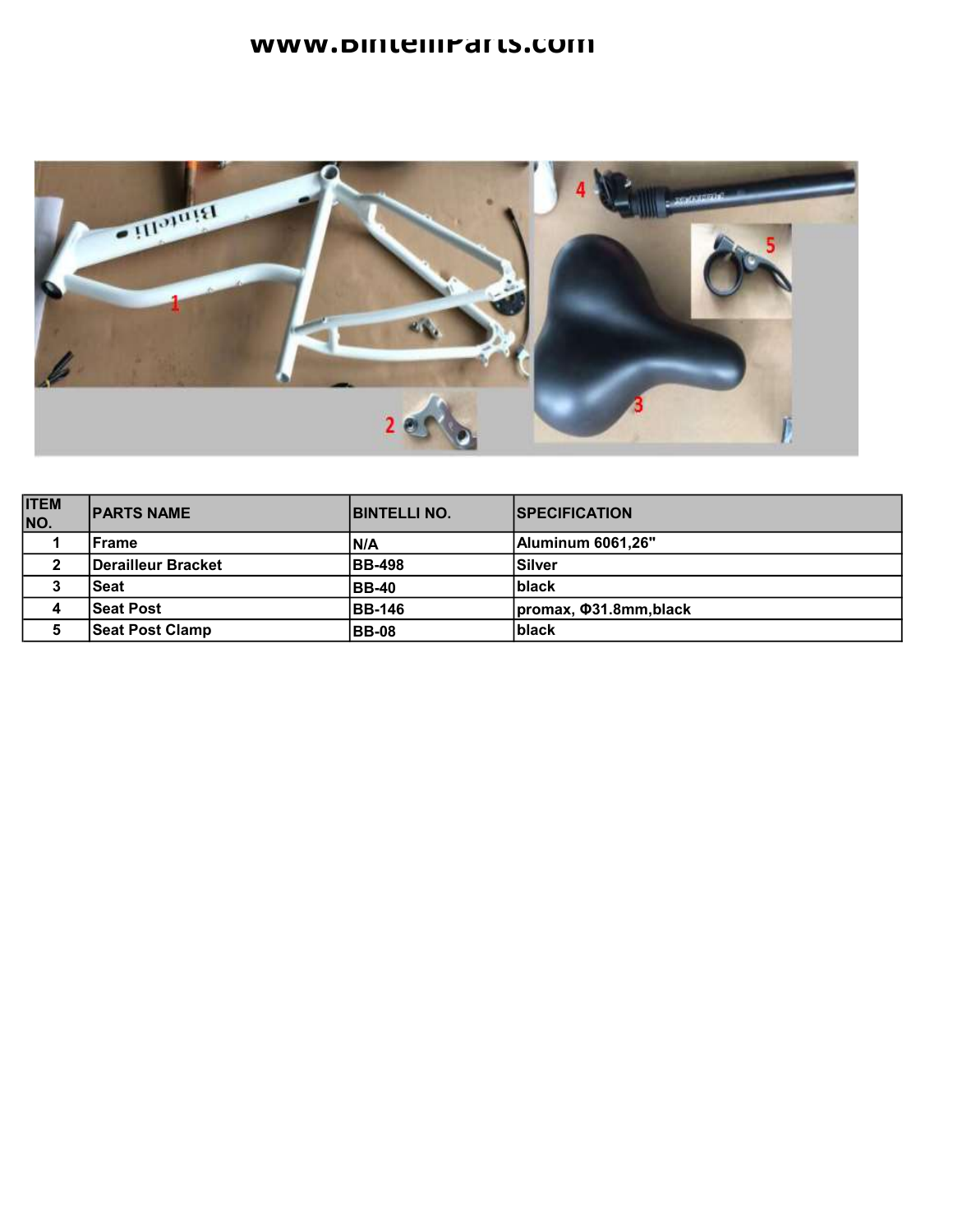| ITEM NO. | PARTS NAME | BINTELLI NO. | SPECIFICATION |
|---|---|---|---|
| 1 | Frame | N/A | Aluminum 6061,26" |
| 2 | Derailleur Bracket | BB-498 | Silver |
| 3 | Seat | BB-40 | black |
| 4 | Seat Post | BB-146 | promax, Φ31.8mm,black |
| 5 | Seat Post Clamp | BB-08 | black |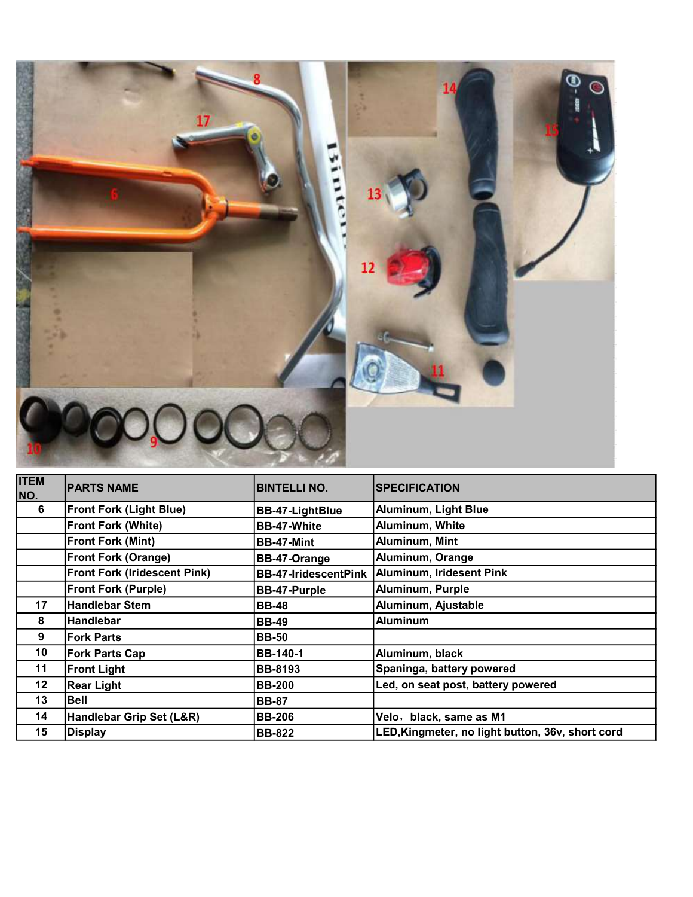| ITEM NO. | PARTS NAME | BINTELLI NO. | SPECIFICATION |
|---|---|---|---|
| 6 | Front Fork (Light Blue) | BB-47-LightBlue | Aluminum, Light Blue |
| | Front Fork (White) | BB-47-White | Aluminum, White |
| | Front Fork (Mint) | BB-47-Mint | Aluminum, Mint |
| | Front Fork (Orange) | BB-47-Orange | Aluminum, Orange |
| | Front Fork (Iridescent Pink) | BB-47-IridescentPink | Aluminum, Iridesent Pink |
| | Front Fork (Purple) | BB-47-Purple | Aluminum, Purple |
| 17 | Handlebar Stem | BB-48 | Aluminum, Ajustable |
| 8 | Handlebar | BB-49 | Aluminum |
| 9 | Fork Parts | BB-50 | |
| 10 | Fork Parts Cap | BB-140-1 | Aluminum, black |
| 11 | Front Light | BB-8193 | Spaninga, battery powered |
| 12 | Rear Light | BB-200 | Led, on seat post, battery powered |
| 13 | Bell | BB-87 | |
| 14 | Handlebar Grip Set (L&R) | BB-206 | Velo，black, same as M1 |
| 15 | Display | BB-822 | LED,Kingmeter, no light button, 36v, short cord |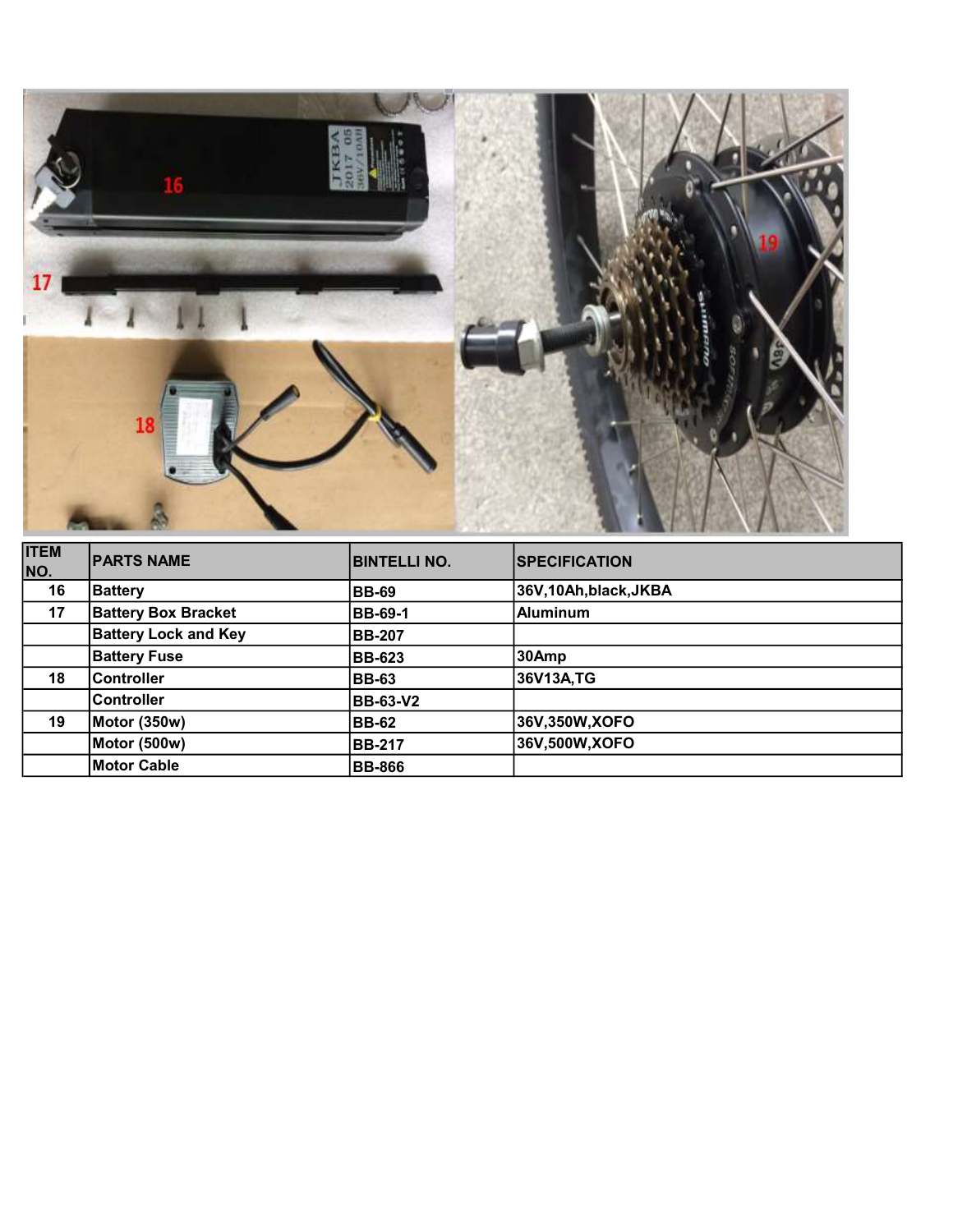| ITEM NO. | PARTS NAME | BINTELLI NO. | SPECIFICATION |
|---|---|---|---|
| 16 | Battery | BB-69 | 36V,10Ah,black,JKBA |
| 17 | Battery Box Bracket | BB-69-1 | Aluminum |
| | Battery Lock and Key | BB-207 | |
| | Battery Fuse | BB-623 | 30Amp |
| 18 | Controller | BB-63 | 36V13A,TG |
| | Controller | BB-63-V2 | |
| 19 | Motor (350w) | BB-62 | 36V,350W,XOFO |
| | Motor (500w) | BB-217 | 36V,500W,XOFO |
| | Motor Cable | BB-866 | |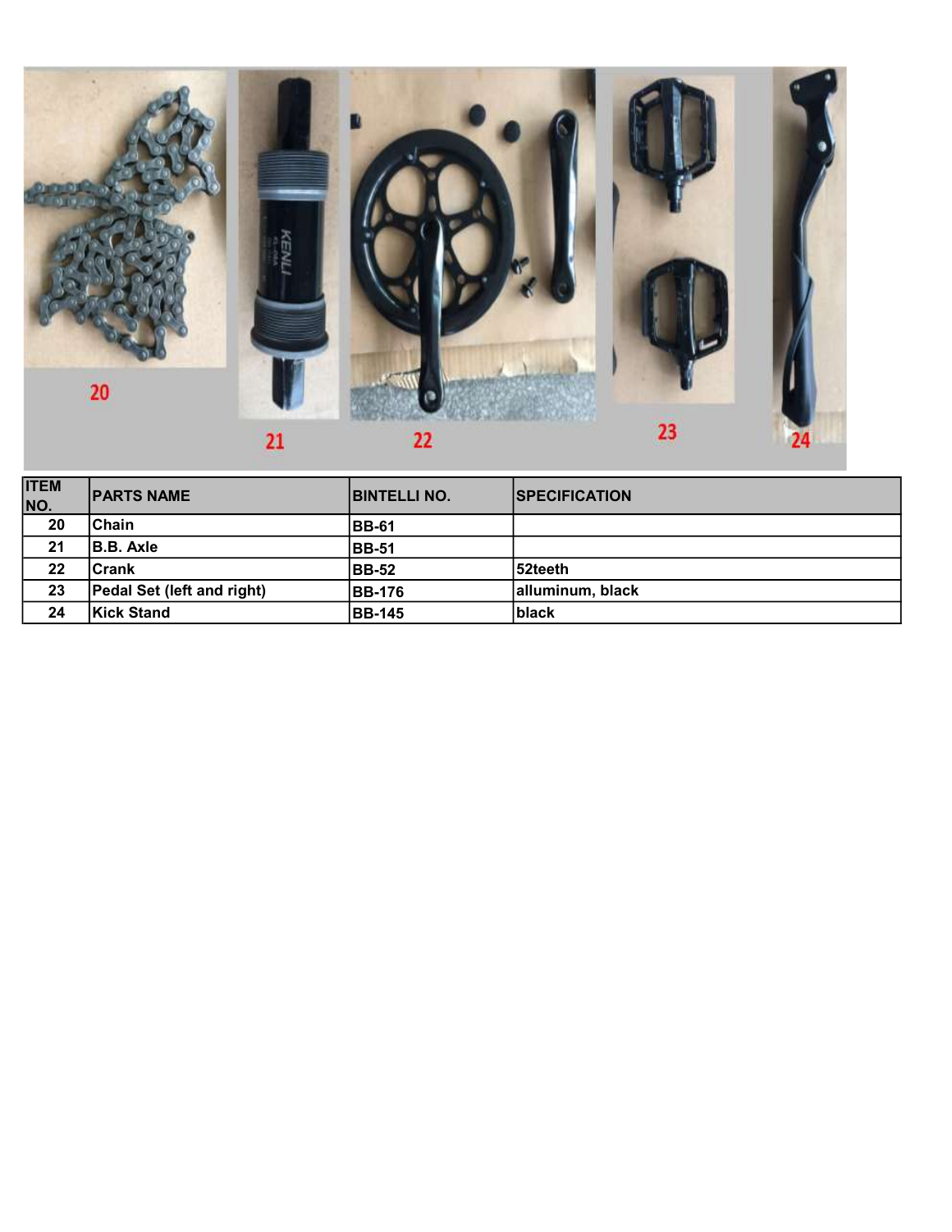| ITEM NO. | PARTS NAME | BINTELLI NO. | SPECIFICATION |
|---|---|---|---|
| 20 | Chain | BB-61 | |
| 21 | B.B. Axle | BB-51 | |
| 22 | Crank | BB-52 | 52teeth |
| 23 | Pedal Set (left and right) | BB-176 | alluminum, black |
| 24 | Kick Stand | BB-145 | black |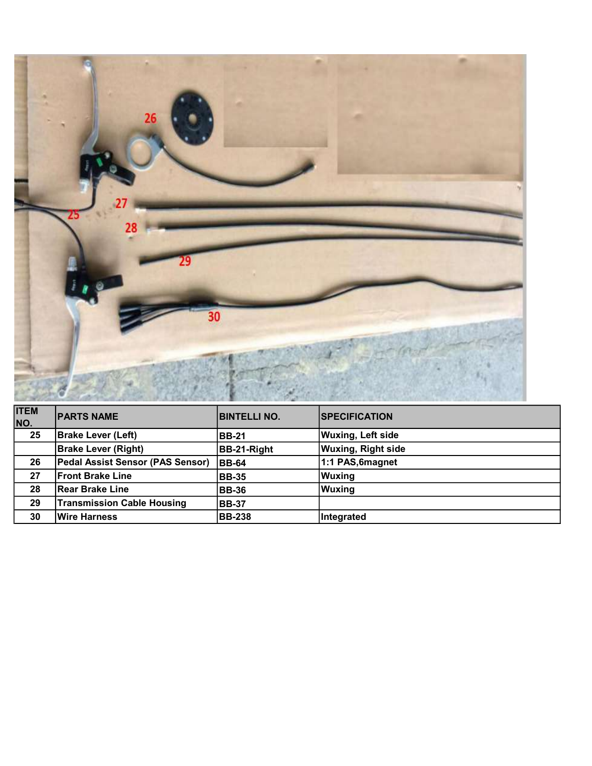| ITEM NO. | PARTS NAME | BINTELLI NO. | SPECIFICATION |
| --- | --- | --- | --- |
| 25 | Brake Lever (Left) | BB-21 | Wuxing, Left side |
| | Brake Lever (Right) | BB-21-Right | Wuxing, Right side |
| 26 | Pedal Assist Sensor (PAS Sensor) | BB-64 | 1:1 PAS,6magnet |
| 27 | Front Brake Line | BB-35 | Wuxing |
| 28 | Rear Brake Line | BB-36 | Wuxing |
| 29 | Transmission Cable Housing | BB-37 | |
| 30 | Wire Harness | BB-238 | Integrated |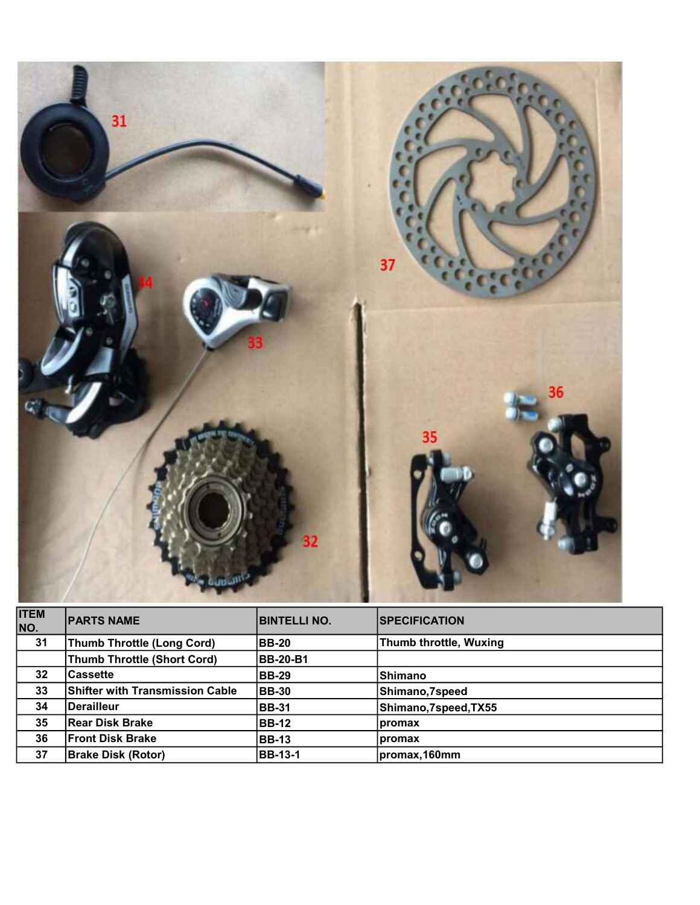| ITEM NO. | PARTS NAME | BINTELLI NO. | SPECIFICATION |
|---|---|---|---|
| 31 | Thumb Throttle (Long Cord) | BB-20 | Thumb throttle, Wuxing |
| | Thumb Throttle (Short Cord) | BB-20-B1 | |
| 32 | Cassette | BB-29 | Shimano |
| 33 | Shifter with Transmission Cable | BB-30 | Shimano,7speed |
| 34 | Derailleur | BB-31 | Shimano,7speed,TX55 |
| 35 | Rear Disk Brake | BB-12 | promax |
| 36 | Front Disk Brake | BB-13 | promax |
| 37 | Brake Disk (Rotor) | BB-13-1 | promax,160mm |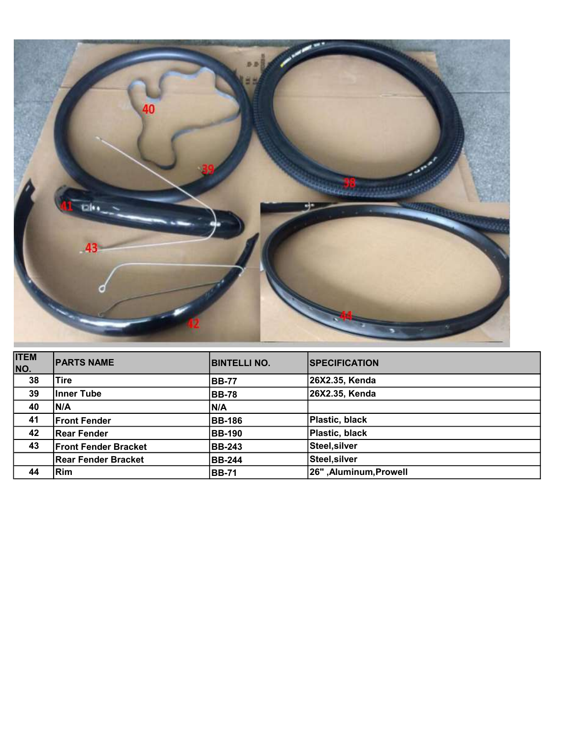| ITEM NO. | PARTS NAME | BINTELLI NO. | SPECIFICATION |
|---|---|---|---|
| 38 | Tire | BB-77 | 26X2.35, Kenda |
| 39 | Inner Tube | BB-78 | 26X2.35, Kenda |
| 40 | N/A | N/A | |
| 41 | Front Fender | BB-186 | Plastic, black |
| 42 | Rear Fender | BB-190 | Plastic, black |
| 43 | Front Fender Bracket | BB-243 | Steel,silver |
| | Rear Fender Bracket | BB-244 | Steel,silver |
| 44 | Rim | BB-71 | 26" ,Aluminum,Prowell |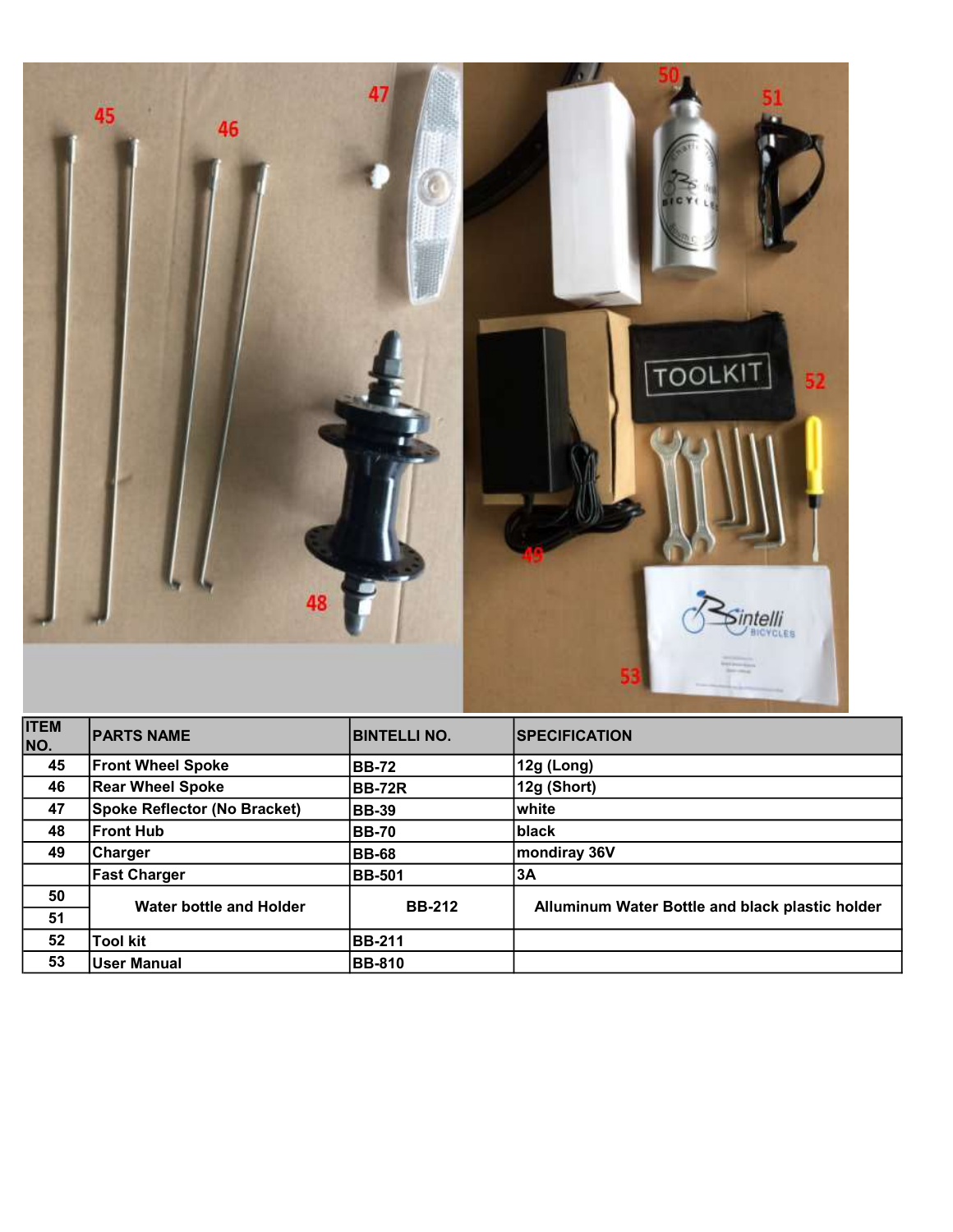| ITEM NO. | PARTS NAME | BINTELLI NO. | SPECIFICATION |
|---|---|---|---|
| 45 | Front Wheel Spoke | BB-72 | 12g (Long) |
| 46 | Rear Wheel Spoke | BB-72R | 12g (Short) |
| 47 | Spoke Reflector (No Bracket) | BB-39 | white |
| 48 | Front Hub | BB-70 | black |
| 49 | Charger | BB-68 | mondiray 36V |
| | Fast Charger | BB-501 | 3A |
| 50 | Water bottle and Holder | BB-212 | Alluminum Water Bottle and black plastic holder |
| 51 | | | |
| 52 | Tool kit | BB-211 | |
| 53 | User Manual | BB-810 | |